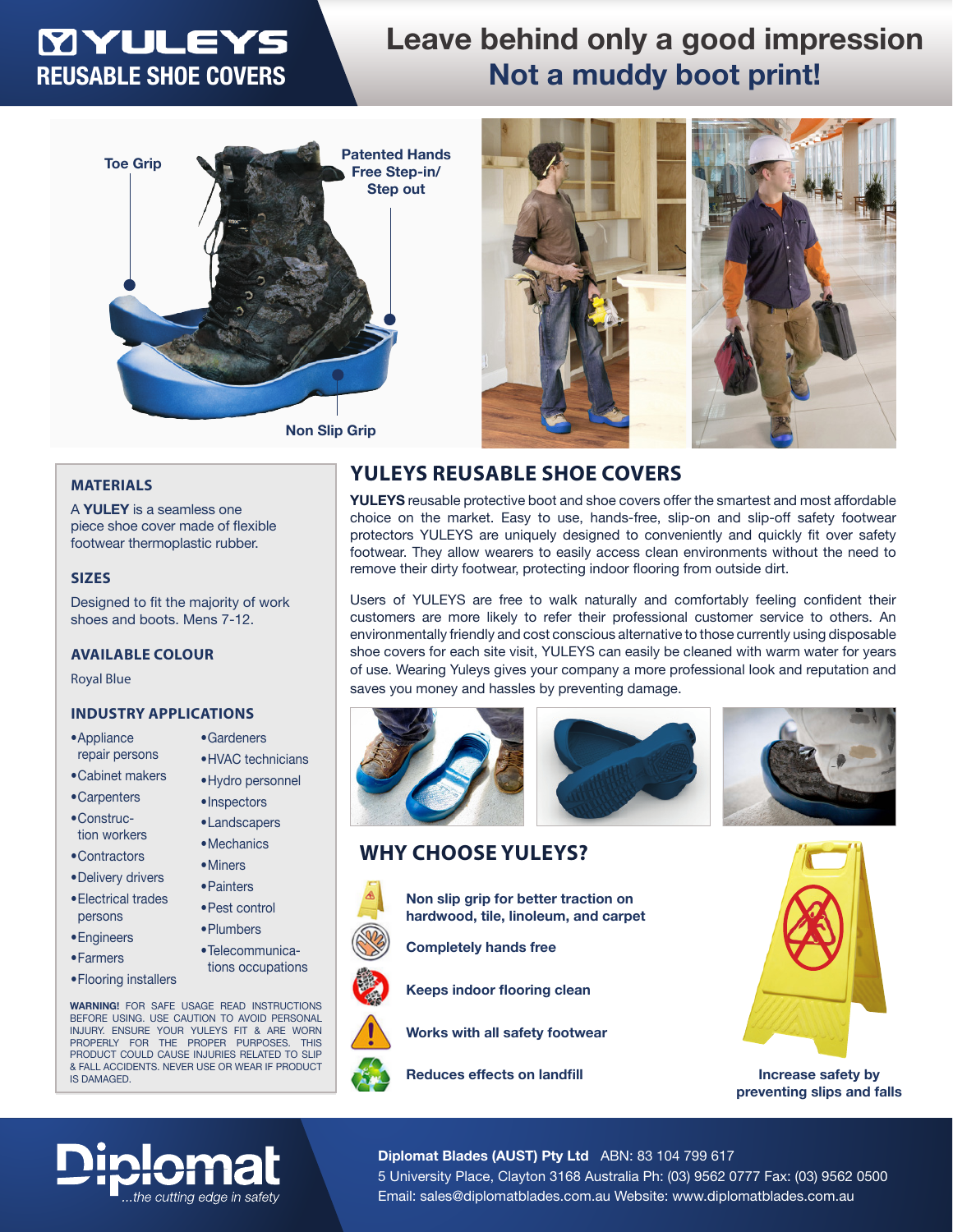# YULEYS REUSABLE SHOE COVERS

## Leave behind only a good impression
## Not a muddy boot print!

Toe Grip

Patented Hands Free Step-in/ Step out

Non Slip Grip

### MATERIALS

A **YULEY** is a seamless one piece shoe cover made of flexible footwear thermoplastic rubber.

### SIZES

Designed to fit the majority of work shoes and boots. Mens 7-12.

### AVAILABLE COLOUR

Royal Blue

### INDUSTRY APPLICATIONS

- Appliance repair persons
- Cabinet makers
- Carpenters
- Construction workers
- Contractors
- Delivery drivers
- Electrical trades persons
- Engineers
- Farmers
- Flooring installers
- Gardeners
- HVAC technicians
- Hydro personnel
- Inspectors
- Landscapers
- Mechanics
- Miners
- Painters
- Pest control
- Plumbers
- Telecommunications occupations

**WARNING!** FOR SAFE USAGE READ INSTRUCTIONS BEFORE USING. USE CAUTION TO AVOID PERSONAL INJURY. ENSURE YOUR YULEYS FIT & ARE WORN PROPERLY FOR THE PROPER PURPOSES. THIS PRODUCT COULD CAUSE INJURIES RELATED TO SLIP & FALL ACCIDENTS. NEVER USE OR WEAR IF PRODUCT IS DAMAGED.

## YULEYS REUSABLE SHOE COVERS

**YULEYS** reusable protective boot and shoe covers offer the smartest and most affordable choice on the market. Easy to use, hands-free, slip-on and slip-off safety footwear protectors YULEYS are uniquely designed to conveniently and quickly fit over safety footwear. They allow wearers to easily access clean environments without the need to remove their dirty footwear, protecting indoor flooring from outside dirt.

Users of YULEYS are free to walk naturally and comfortably feeling confident their customers are more likely to refer their professional customer service to others. An environmentally friendly and cost conscious alternative to those currently using disposable shoe covers for each site visit, YULEYS can easily be cleaned with warm water for years of use. Wearing Yuleys gives your company a more professional look and reputation and saves you money and hassles by preventing damage.

## WHY CHOOSE YULEYS?

- **Non slip grip for better traction on hardwood, tile, linoleum, and carpet**
- **Completely hands free**
- **Keeps indoor flooring clean**
- **Works with all safety footwear**
- **Reduces effects on landfill**

**Increase safety by preventing slips and falls**

**Diplomat** ...the cutting edge in safety

**Diplomat Blades (AUST) Pty Ltd** ABN: 83 104 799 617
5 University Place, Clayton 3168 Australia Ph: (03) 9562 0777 Fax: (03) 9562 0500
Email: sales@diplomatblades.com.au Website: www.diplomatblades.com.au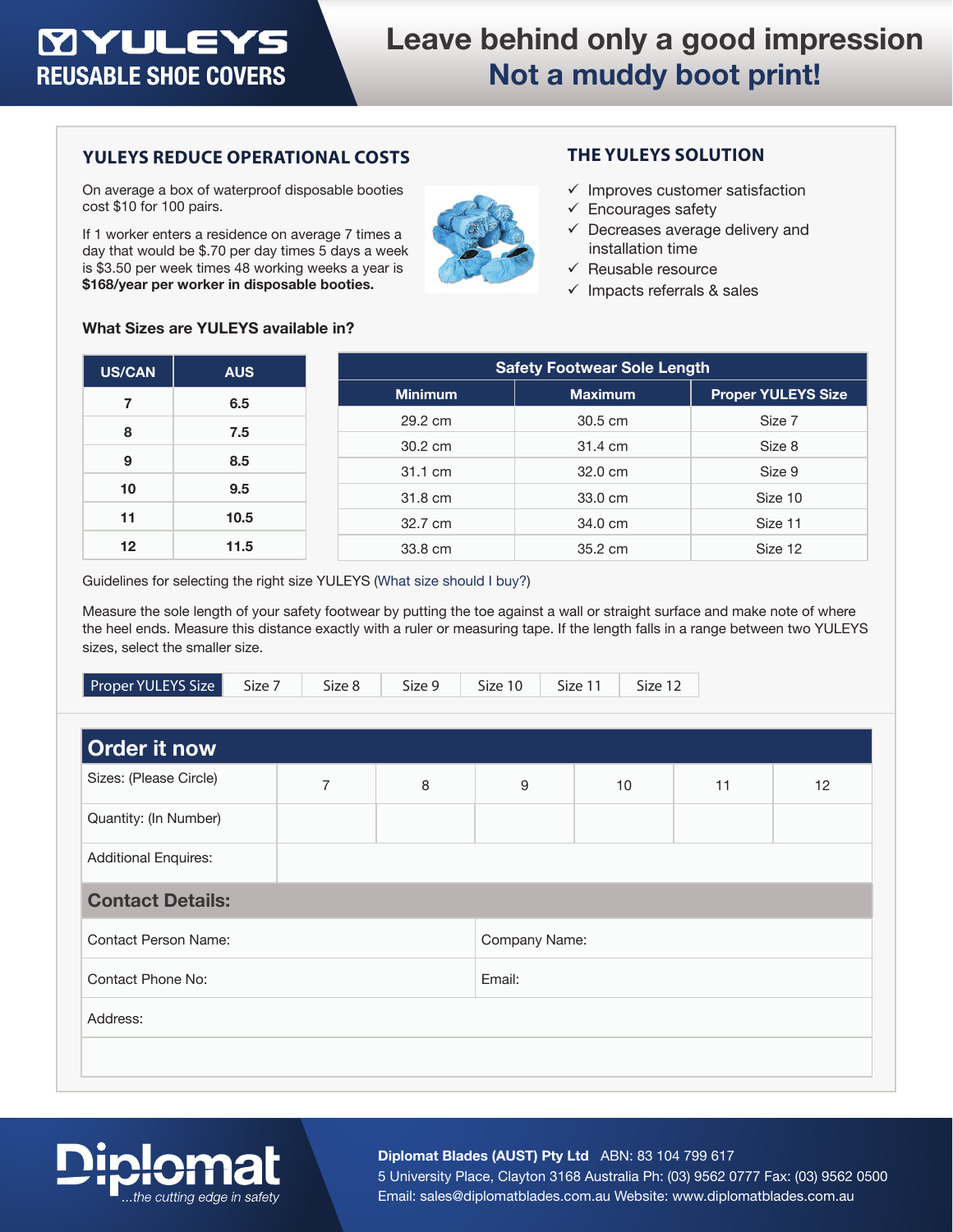# YULEYS REUSABLE SHOE COVERS

## Leave behind only a good impression
## Not a muddy boot print!

### YULEYS REDUCE OPERATIONAL COSTS

On average a box of waterproof disposable booties cost $10 for 100 pairs.

If 1 worker enters a residence on average 7 times a day that would be $.70 per day times 5 days a week is $3.50 per week times 48 working weeks a year is **$168/year per worker in disposable booties.**

### THE YULEYS SOLUTION

- ✓ Improves customer satisfaction
- ✓ Encourages safety
- ✓ Decreases average delivery and installation time
- ✓ Reusable resource
- ✓ Impacts referrals & sales

**What Sizes are YULEYS available in?**

| US/CAN | AUS |
|---|---|
| 7 | 6.5 |
| 8 | 7.5 |
| 9 | 8.5 |
| 10 | 9.5 |
| 11 | 10.5 |
| 12 | 11.5 |

| Safety Footwear Sole Length | | |
|---|---|---|
| Minimum | Maximum | Proper YULEYS Size |
| 29.2 cm | 30.5 cm | Size 7 |
| 30.2 cm | 31.4 cm | Size 8 |
| 31.1 cm | 32.0 cm | Size 9 |
| 31.8 cm | 33.0 cm | Size 10 |
| 32.7 cm | 34.0 cm | Size 11 |
| 33.8 cm | 35.2 cm | Size 12 |

Guidelines for selecting the right size YULEYS (What size should I buy?)

Measure the sole length of your safety footwear by putting the toe against a wall or straight surface and make note of where the heel ends. Measure this distance exactly with a ruler or measuring tape. If the length falls in a range between two YULEYS sizes, select the smaller size.

| Proper YULEYS Size | Size 7 | Size 8 | Size 9 | Size 10 | Size 11 | Size 12 |
|---|---|---|---|---|---|---|

## Order it now

| Sizes: (Please Circle) | 7 | 8 | 9 | 10 | 11 | 12 |
|---|---|---|---|---|---|---|
| Quantity: (In Number) | | | | | | |
| Additional Enquires: | | | | | | |

### Contact Details:

| | |
|---|---|
| Contact Person Name: | Company Name: |
| Contact Phone No: | Email: |
| Address: | |

Diplomat
...the cutting edge in safety

**Diplomat Blades (AUST) Pty Ltd** ABN: 83 104 799 617
5 University Place, Clayton 3168 Australia Ph: (03) 9562 0777 Fax: (03) 9562 0500
Email: sales@diplomatblades.com.au Website: www.diplomatblades.com.au